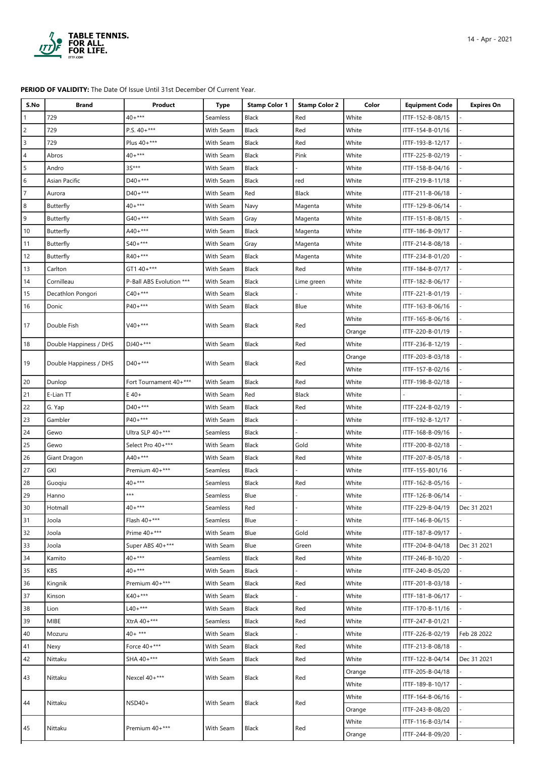**PERIOD OF VALIDITY:** The Date Of Issue Until 31st December Of Current Year.

| S.No | Brand | Product | Type | Stamp Color 1 | Stamp Color 2 | Color | Equipment Code | Expires On |
|---|---|---|---|---|---|---|---|---|
| 1 | 729 | 40+*** | Seamless | Black | Red | White | ITTF-152-B-08/15 | - |
| 2 | 729 | P.S. 40+*** | With Seam | Black | Red | White | ITTF-154-B-01/16 | - |
| 3 | 729 | Plus 40+*** | With Seam | Black | Red | White | ITTF-193-B-12/17 | - |
| 4 | Abros | 40+*** | With Seam | Black | Pink | White | ITTF-225-B-02/19 | - |
| 5 | Andro | 3S*** | With Seam | Black | - | White | ITTF-158-B-04/16 | - |
| 6 | Asian Pacific | D40+*** | With Seam | Black | red | White | ITTF-219-B-11/18 | - |
| 7 | Aurora | D40+*** | With Seam | Red | Black | White | ITTF-211-B-06/18 | - |
| 8 | Butterfly | 40+*** | With Seam | Navy | Magenta | White | ITTF-129-B-06/14 | - |
| 9 | Butterfly | G40+*** | With Seam | Gray | Magenta | White | ITTF-151-B-08/15 | - |
| 10 | Butterfly | A40+*** | With Seam | Black | Magenta | White | ITTF-186-B-09/17 | - |
| 11 | Butterfly | S40+*** | With Seam | Gray | Magenta | White | ITTF-214-B-08/18 | - |
| 12 | Butterfly | R40+*** | With Seam | Black | Magenta | White | ITTF-234-B-01/20 | - |
| 13 | Carlton | GT1 40+*** | With Seam | Black | Red | White | ITTF-184-B-07/17 | - |
| 14 | Cornilleau | P-Ball ABS Evolution *** | With Seam | Black | Lime green | White | ITTF-182-B-06/17 | - |
| 15 | Decathlon Pongori | C40+*** | With Seam | Black | - | White | ITTF-221-B-01/19 | - |
| 16 | Donic | P40+*** | With Seam | Black | Blue | White | ITTF-163-B-06/16 | - |
| 17 | Double Fish | V40+*** | With Seam | Black | Red | White | ITTF-165-B-06/16 | - |
| | | | | | | Orange | ITTF-220-B-01/19 | - |
| 18 | Double Happiness / DHS | DJ40+*** | With Seam | Black | Red | White | ITTF-236-B-12/19 | - |
| 19 | Double Happiness / DHS | D40+*** | With Seam | Black | Red | Orange | ITTF-203-B-03/18 | - |
| | | | | | | White | ITTF-157-B-02/16 | - |
| 20 | Dunlop | Fort Tournament 40+*** | With Seam | Black | Red | White | ITTF-198-B-02/18 | - |
| 21 | E-Lian TT | E 40+ | With Seam | Red | Black | White | - | - |
| 22 | G. Yap | D40+*** | With Seam | Black | Red | White | ITTF-224-B-02/19 | - |
| 23 | Gambler | P40+*** | With Seam | Black | - | White | ITTF-192-B-12/17 | - |
| 24 | Gewo | Ultra SLP 40+*** | Seamless | Black | - | White | ITTF-168-B-09/16 | - |
| 25 | Gewo | Select Pro 40+*** | With Seam | Black | Gold | White | ITTF-200-B-02/18 | - |
| 26 | Giant Dragon | A40+*** | With Seam | Black | Red | White | ITTF-207-B-05/18 | - |
| 27 | GKI | Premium 40+*** | Seamless | Black | - | White | ITTF-155-B01/16 | - |
| 28 | Guoqiu | 40+*** | Seamless | Black | Red | White | ITTF-162-B-05/16 | - |
| 29 | Hanno | *** | Seamless | Blue | - | White | ITTF-126-B-06/14 | - |
| 30 | Hotmall | 40+*** | Seamless | Red | - | White | ITTF-229-B-04/19 | Dec 31 2021 |
| 31 | Joola | Flash 40+*** | Seamless | Blue | - | White | ITTF-146-B-06/15 | - |
| 32 | Joola | Prime 40+*** | With Seam | Blue | Gold | White | ITTF-187-B-09/17 | - |
| 33 | Joola | Super ABS 40+*** | With Seam | Blue | Green | White | ITTF-204-B-04/18 | Dec 31 2021 |
| 34 | Kamito | 40+*** | Seamless | Black | Red | White | ITTF-246-B-10/20 | - |
| 35 | KBS | 40+*** | With Seam | Black | - | White | ITTF-240-B-05/20 | - |
| 36 | Kingnik | Premium 40+*** | With Seam | Black | Red | White | ITTF-201-B-03/18 | - |
| 37 | Kinson | K40+*** | With Seam | Black | - | White | ITTF-181-B-06/17 | - |
| 38 | Lion | L40+*** | With Seam | Black | Red | White | ITTF-170-B-11/16 | - |
| 39 | MIBE | XtrA 40+*** | Seamless | Black | Red | White | ITTF-247-B-01/21 | - |
| 40 | Mozuru | 40+ *** | With Seam | Black | - | White | ITTF-226-B-02/19 | Feb 28 2022 |
| 41 | Nexy | Force 40+*** | With Seam | Black | Red | White | ITTF-213-B-08/18 | - |
| 42 | Nittaku | SHA 40+*** | With Seam | Black | Red | White | ITTF-122-B-04/14 | Dec 31 2021 |
| 43 | Nittaku | Nexcel 40+*** | With Seam | Black | Red | Orange | ITTF-205-B-04/18 | - |
| | | | | | | White | ITTF-189-B-10/17 | - |
| 44 | Nittaku | NSD40+ | With Seam | Black | Red | White | ITTF-164-B-06/16 | - |
| | | | | | | Orange | ITTF-243-B-08/20 | - |
| 45 | Nittaku | Premium 40+*** | With Seam | Black | Red | White | ITTF-116-B-03/14 | - |
| | | | | | | Orange | ITTF-244-B-09/20 | - |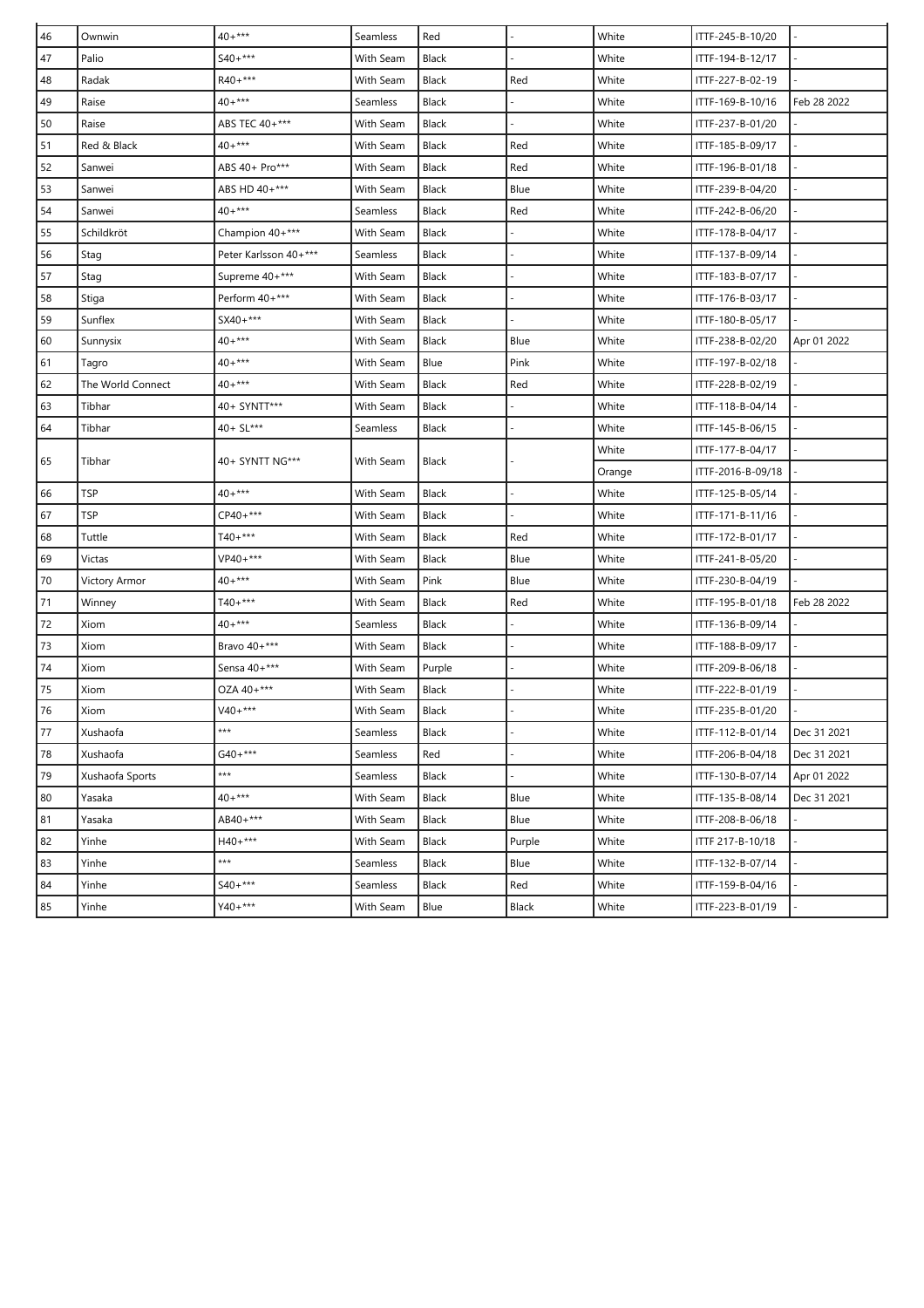| | | | | | | | | |
|---|---|---|---|---|---|---|---|---|
| 46 | Ownwin | 40+*** | Seamless | Red | - | White | ITTF-245-B-10/20 | - |
| 47 | Palio | S40+*** | With Seam | Black | - | White | ITTF-194-B-12/17 | - |
| 48 | Radak | R40+*** | With Seam | Black | Red | White | ITTF-227-B-02-19 | - |
| 49 | Raise | 40+*** | Seamless | Black | - | White | ITTF-169-B-10/16 | Feb 28 2022 |
| 50 | Raise | ABS TEC 40+*** | With Seam | Black | - | White | ITTF-237-B-01/20 | - |
| 51 | Red & Black | 40+*** | With Seam | Black | Red | White | ITTF-185-B-09/17 | - |
| 52 | Sanwei | ABS 40+ Pro*** | With Seam | Black | Red | White | ITTF-196-B-01/18 | - |
| 53 | Sanwei | ABS HD 40+*** | With Seam | Black | Blue | White | ITTF-239-B-04/20 | - |
| 54 | Sanwei | 40+*** | Seamless | Black | Red | White | ITTF-242-B-06/20 | - |
| 55 | Schildkröt | Champion 40+*** | With Seam | Black | - | White | ITTF-178-B-04/17 | - |
| 56 | Stag | Peter Karlsson 40+*** | Seamless | Black | - | White | ITTF-137-B-09/14 | - |
| 57 | Stag | Supreme 40+*** | With Seam | Black | - | White | ITTF-183-B-07/17 | - |
| 58 | Stiga | Perform 40+*** | With Seam | Black | - | White | ITTF-176-B-03/17 | - |
| 59 | Sunflex | SX40+*** | With Seam | Black | - | White | ITTF-180-B-05/17 | - |
| 60 | Sunnysix | 40+*** | With Seam | Black | Blue | White | ITTF-238-B-02/20 | Apr 01 2022 |
| 61 | Tagro | 40+*** | With Seam | Blue | Pink | White | ITTF-197-B-02/18 | - |
| 62 | The World Connect | 40+*** | With Seam | Black | Red | White | ITTF-228-B-02/19 | - |
| 63 | Tibhar | 40+ SYNTT*** | With Seam | Black | - | White | ITTF-118-B-04/14 | - |
| 64 | Tibhar | 40+ SL*** | Seamless | Black | - | White | ITTF-145-B-06/15 | - |
| 65 | Tibhar | 40+ SYNTT NG*** | With Seam | Black | - | White | ITTF-177-B-04/17 | - |
| | | | | | | Orange | ITTF-2016-B-09/18 | - |
| 66 | TSP | 40+*** | With Seam | Black | - | White | ITTF-125-B-05/14 | - |
| 67 | TSP | CP40+*** | With Seam | Black | - | White | ITTF-171-B-11/16 | - |
| 68 | Tuttle | T40+*** | With Seam | Black | Red | White | ITTF-172-B-01/17 | - |
| 69 | Victas | VP40+*** | With Seam | Black | Blue | White | ITTF-241-B-05/20 | - |
| 70 | Victory Armor | 40+*** | With Seam | Pink | Blue | White | ITTF-230-B-04/19 | - |
| 71 | Winney | T40+*** | With Seam | Black | Red | White | ITTF-195-B-01/18 | Feb 28 2022 |
| 72 | Xiom | 40+*** | Seamless | Black | - | White | ITTF-136-B-09/14 | - |
| 73 | Xiom | Bravo 40+*** | With Seam | Black | - | White | ITTF-188-B-09/17 | - |
| 74 | Xiom | Sensa 40+*** | With Seam | Purple | - | White | ITTF-209-B-06/18 | - |
| 75 | Xiom | OZA 40+*** | With Seam | Black | - | White | ITTF-222-B-01/19 | - |
| 76 | Xiom | V40+*** | With Seam | Black | - | White | ITTF-235-B-01/20 | - |
| 77 | Xushaofa | *** | Seamless | Black | - | White | ITTF-112-B-01/14 | Dec 31 2021 |
| 78 | Xushaofa | G40+*** | Seamless | Red | - | White | ITTF-206-B-04/18 | Dec 31 2021 |
| 79 | Xushaofa Sports | *** | Seamless | Black | - | White | ITTF-130-B-07/14 | Apr 01 2022 |
| 80 | Yasaka | 40+*** | With Seam | Black | Blue | White | ITTF-135-B-08/14 | Dec 31 2021 |
| 81 | Yasaka | AB40+*** | With Seam | Black | Blue | White | ITTF-208-B-06/18 | - |
| 82 | Yinhe | H40+*** | With Seam | Black | Purple | White | ITTF 217-B-10/18 | - |
| 83 | Yinhe | *** | Seamless | Black | Blue | White | ITTF-132-B-07/14 | - |
| 84 | Yinhe | S40+*** | Seamless | Black | Red | White | ITTF-159-B-04/16 | - |
| 85 | Yinhe | Y40+*** | With Seam | Blue | Black | White | ITTF-223-B-01/19 | - |